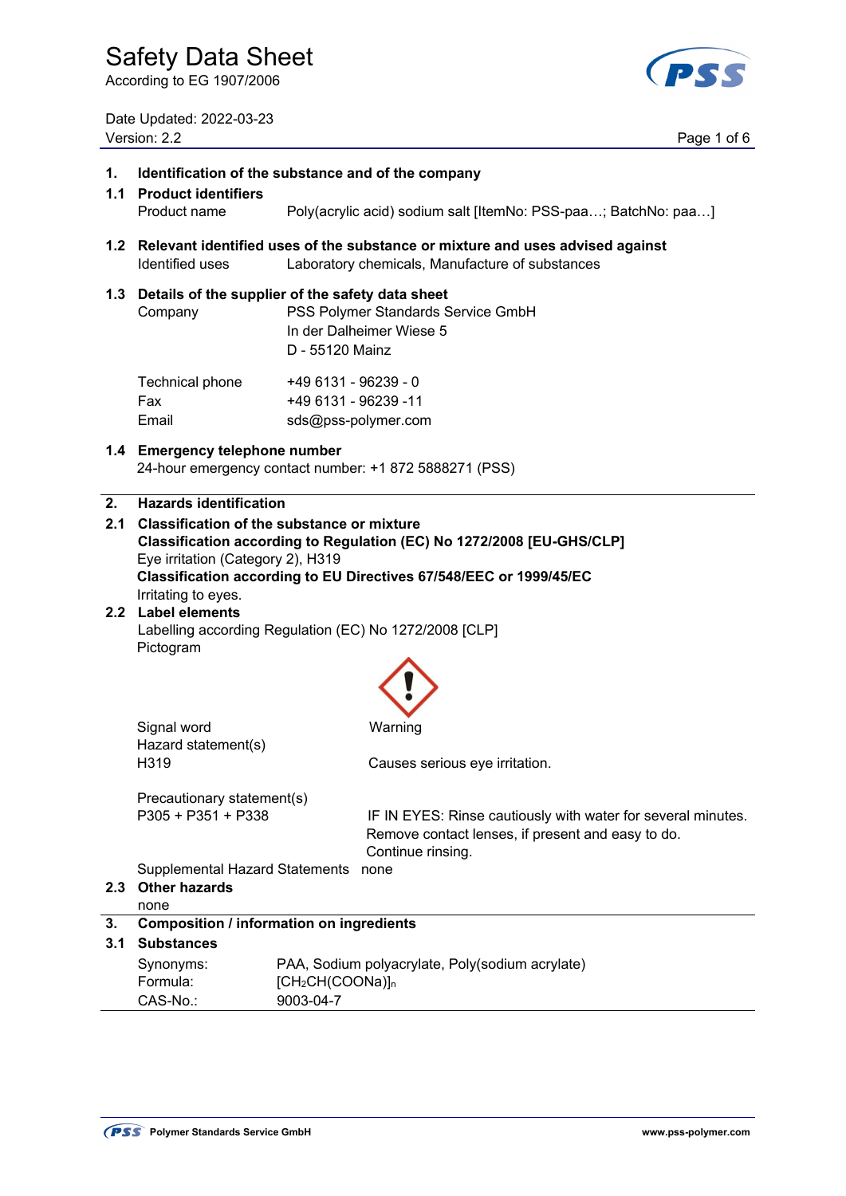# Safety Data Sheet

According to EG 1907/2006

Date Updated: 2022-03-23
Version: 2.2

## 1. Identification of the substance and of the company

### 1.1 Product identifiers

Product name Poly(acrylic acid) sodium salt [ItemNo: PSS-paa…; BatchNo: paa…]

### 1.2 Relevant identified uses of the substance or mixture and uses advised against

Identified uses Laboratory chemicals, Manufacture of substances

### 1.3 Details of the supplier of the safety data sheet

Company PSS Polymer Standards Service GmbH
In der Dalheimer Wiese 5
D - 55120 Mainz

Technical phone +49 6131 - 96239 - 0
Fax +49 6131 - 96239 -11
Email sds@pss-polymer.com

### 1.4 Emergency telephone number

24-hour emergency contact number: +1 872 5888271 (PSS)

## 2. Hazards identification

### 2.1 Classification of the substance or mixture

**Classification according to Regulation (EC) No 1272/2008 [EU-GHS/CLP]**
Eye irritation (Category 2), H319
**Classification according to EU Directives 67/548/EEC or 1999/45/EC**
Irritating to eyes.

### 2.2 Label elements

Labelling according Regulation (EC) No 1272/2008 [CLP]
Pictogram

Signal word Warning
Hazard statement(s)
H319 Causes serious eye irritation.

Precautionary statement(s)
P305 + P351 + P338 IF IN EYES: Rinse cautiously with water for several minutes. Remove contact lenses, if present and easy to do. Continue rinsing.

Supplemental Hazard Statements none

### 2.3 Other hazards

none

## 3. Composition / information on ingredients

### 3.1 Substances

Synonyms: PAA, Sodium polyacrylate, Poly(sodium acrylate)
Formula: $[CH_2CH(COONa)]_n$
CAS-No.: 9003-04-7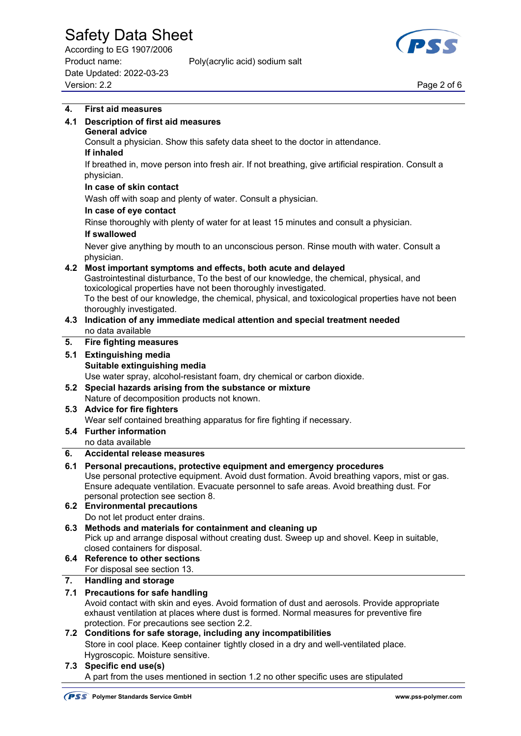## 4. First aid measures

### 4.1 Description of first aid measures

**General advice**

Consult a physician. Show this safety data sheet to the doctor in attendance.

**If inhaled**

If breathed in, move person into fresh air. If not breathing, give artificial respiration. Consult a physician.

**In case of skin contact**

Wash off with soap and plenty of water. Consult a physician.

**In case of eye contact**

Rinse thoroughly with plenty of water for at least 15 minutes and consult a physician.

**If swallowed**

Never give anything by mouth to an unconscious person. Rinse mouth with water. Consult a physician.

### 4.2 Most important symptoms and effects, both acute and delayed

Gastrointestinal disturbance, To the best of our knowledge, the chemical, physical, and toxicological properties have not been thoroughly investigated.
To the best of our knowledge, the chemical, physical, and toxicological properties have not been thoroughly investigated.

### 4.3 Indication of any immediate medical attention and special treatment needed

no data available

## 5. Fire fighting measures

### 5.1 Extinguishing media

**Suitable extinguishing media**

Use water spray, alcohol-resistant foam, dry chemical or carbon dioxide.

### 5.2 Special hazards arising from the substance or mixture

Nature of decomposition products not known.

### 5.3 Advice for fire fighters

Wear self contained breathing apparatus for fire fighting if necessary.

### 5.4 Further information

no data available

## 6. Accidental release measures

### 6.1 Personal precautions, protective equipment and emergency procedures

Use personal protective equipment. Avoid dust formation. Avoid breathing vapors, mist or gas. Ensure adequate ventilation. Evacuate personnel to safe areas. Avoid breathing dust. For personal protection see section 8.

### 6.2 Environmental precautions

Do not let product enter drains.

### 6.3 Methods and materials for containment and cleaning up

Pick up and arrange disposal without creating dust. Sweep up and shovel. Keep in suitable, closed containers for disposal.

### 6.4 Reference to other sections

For disposal see section 13.

## 7. Handling and storage

### 7.1 Precautions for safe handling

Avoid contact with skin and eyes. Avoid formation of dust and aerosols. Provide appropriate exhaust ventilation at places where dust is formed. Normal measures for preventive fire protection. For precautions see section 2.2.

### 7.2 Conditions for safe storage, including any incompatibilities

Store in cool place. Keep container tightly closed in a dry and well-ventilated place. Hygroscopic. Moisture sensitive.

### 7.3 Specific end use(s)

A part from the uses mentioned in section 1.2 no other specific uses are stipulated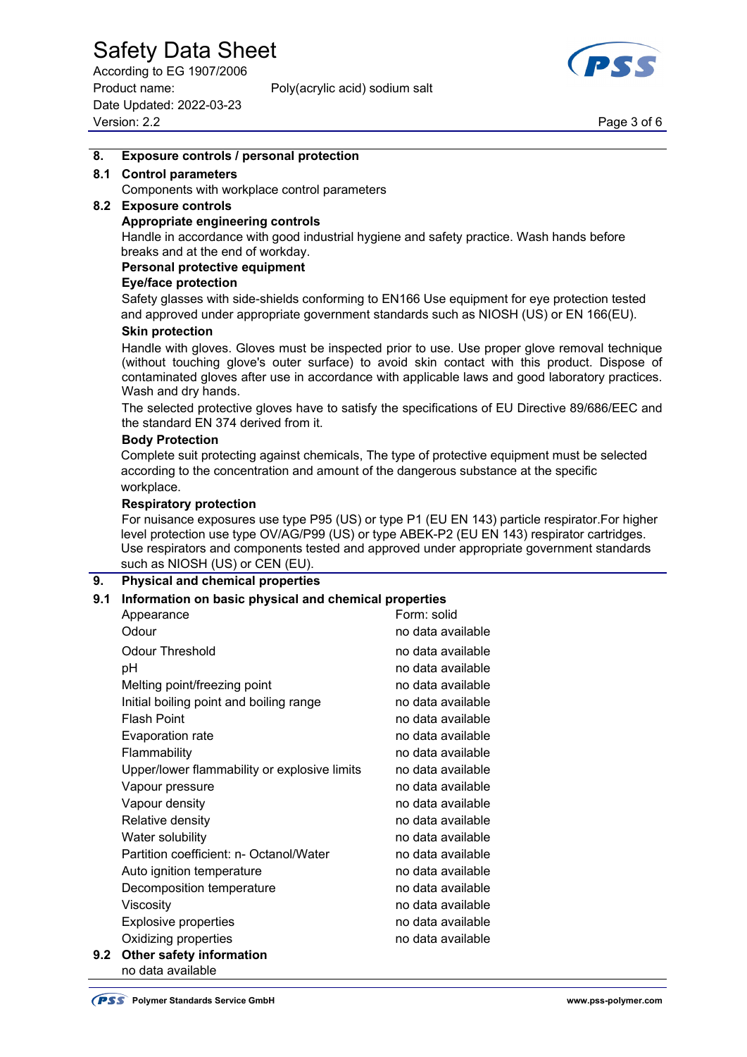## 8. Exposure controls / personal protection

### 8.1 Control parameters

Components with workplace control parameters

### 8.2 Exposure controls

**Appropriate engineering controls**

Handle in accordance with good industrial hygiene and safety practice. Wash hands before breaks and at the end of workday.

**Personal protective equipment**

**Eye/face protection**

Safety glasses with side-shields conforming to EN166 Use equipment for eye protection tested and approved under appropriate government standards such as NIOSH (US) or EN 166(EU).

**Skin protection**

Handle with gloves. Gloves must be inspected prior to use. Use proper glove removal technique (without touching glove's outer surface) to avoid skin contact with this product. Dispose of contaminated gloves after use in accordance with applicable laws and good laboratory practices. Wash and dry hands.

The selected protective gloves have to satisfy the specifications of EU Directive 89/686/EEC and the standard EN 374 derived from it.

**Body Protection**

Complete suit protecting against chemicals, The type of protective equipment must be selected according to the concentration and amount of the dangerous substance at the specific workplace.

**Respiratory protection**

For nuisance exposures use type P95 (US) or type P1 (EU EN 143) particle respirator.For higher level protection use type OV/AG/P99 (US) or type ABEK-P2 (EU EN 143) respirator cartridges. Use respirators and components tested and approved under appropriate government standards such as NIOSH (US) or CEN (EU).

## 9. Physical and chemical properties

### 9.1 Information on basic physical and chemical properties

| Property | Value |
|---|---|
| Appearance | Form: solid |
| Odour | no data available |
| Odour Threshold | no data available |
| pH | no data available |
| Melting point/freezing point | no data available |
| Initial boiling point and boiling range | no data available |
| Flash Point | no data available |
| Evaporation rate | no data available |
| Flammability | no data available |
| Upper/lower flammability or explosive limits | no data available |
| Vapour pressure | no data available |
| Vapour density | no data available |
| Relative density | no data available |
| Water solubility | no data available |
| Partition coefficient: n- Octanol/Water | no data available |
| Auto ignition temperature | no data available |
| Decomposition temperature | no data available |
| Viscosity | no data available |
| Explosive properties | no data available |
| Oxidizing properties | no data available |

### 9.2 Other safety information

no data available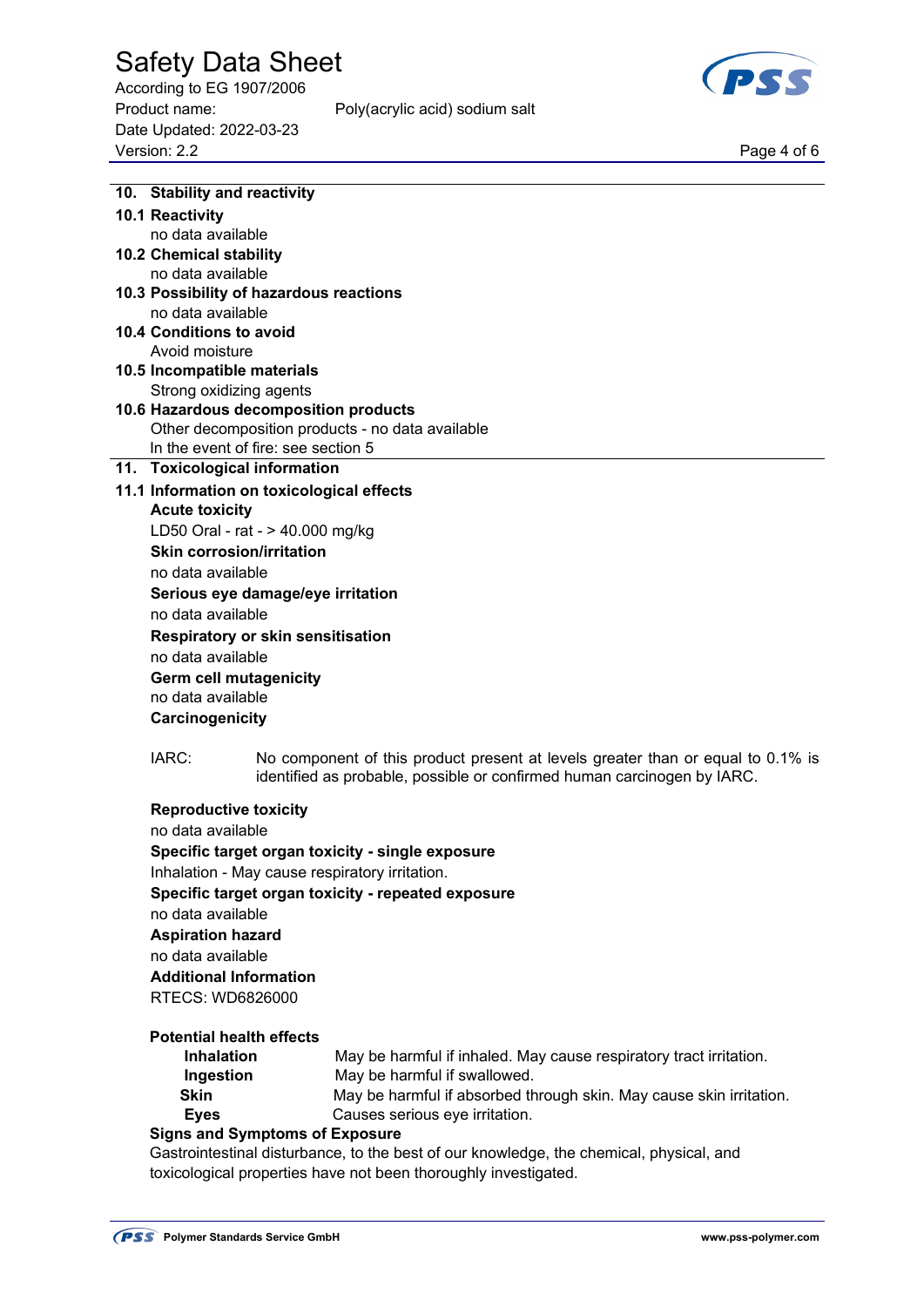## 10. Stability and reactivity

### 10.1 Reactivity

no data available

### 10.2 Chemical stability

no data available

### 10.3 Possibility of hazardous reactions

no data available

### 10.4 Conditions to avoid

Avoid moisture

### 10.5 Incompatible materials

Strong oxidizing agents

### 10.6 Hazardous decomposition products

Other decomposition products - no data available

In the event of fire: see section 5

## 11. Toxicological information

### 11.1 Information on toxicological effects

**Acute toxicity**

LD50 Oral - rat - > 40.000 mg/kg

**Skin corrosion/irritation**

no data available

**Serious eye damage/eye irritation**

no data available

**Respiratory or skin sensitisation**

no data available

**Germ cell mutagenicity**

no data available

**Carcinogenicity**

IARC: No component of this product present at levels greater than or equal to 0.1% is identified as probable, possible or confirmed human carcinogen by IARC.

**Reproductive toxicity**

no data available

**Specific target organ toxicity - single exposure**

Inhalation - May cause respiratory irritation.

**Specific target organ toxicity - repeated exposure**

no data available

**Aspiration hazard**

no data available

**Additional Information**

RTECS: WD6826000

**Potential health effects**

| | |
|---|---|
| **Inhalation** | May be harmful if inhaled. May cause respiratory tract irritation. |
| **Ingestion** | May be harmful if swallowed. |
| **Skin** | May be harmful if absorbed through skin. May cause skin irritation. |
| **Eyes** | Causes serious eye irritation. |

**Signs and Symptoms of Exposure**

Gastrointestinal disturbance, to the best of our knowledge, the chemical, physical, and toxicological properties have not been thoroughly investigated.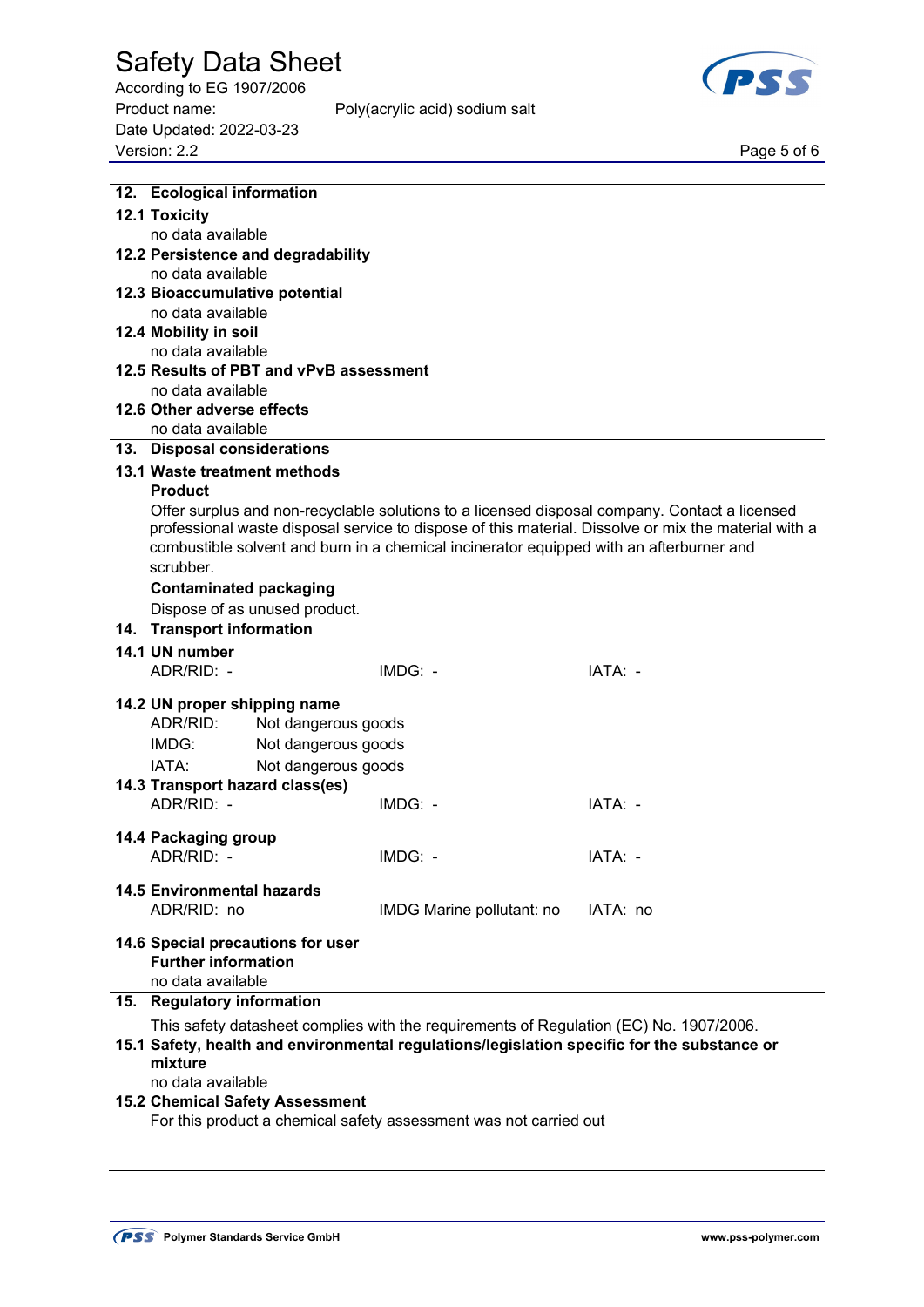## 12. Ecological information

### 12.1 Toxicity

no data available

### 12.2 Persistence and degradability

no data available

### 12.3 Bioaccumulative potential

no data available

### 12.4 Mobility in soil

no data available

### 12.5 Results of PBT and vPvB assessment

no data available

### 12.6 Other adverse effects

no data available

## 13. Disposal considerations

### 13.1 Waste treatment methods

**Product**

Offer surplus and non-recyclable solutions to a licensed disposal company. Contact a licensed professional waste disposal service to dispose of this material. Dissolve or mix the material with a combustible solvent and burn in a chemical incinerator equipped with an afterburner and scrubber.

**Contaminated packaging**

Dispose of as unused product.

## 14. Transport information

### 14.1 UN number

| ADR/RID: - | IMDG: - | IATA: - |
|---|---|---|

### 14.2 UN proper shipping name

ADR/RID: Not dangerous goods
IMDG: Not dangerous goods
IATA: Not dangerous goods

### 14.3 Transport hazard class(es)

| ADR/RID: - | IMDG: - | IATA: - |
|---|---|---|

### 14.4 Packaging group

| ADR/RID: - | IMDG: - | IATA: - |
|---|---|---|

### 14.5 Environmental hazards

| ADR/RID: no | IMDG Marine pollutant: no | IATA: no |
|---|---|---|

### 14.6 Special precautions for user

**Further information**

no data available

## 15. Regulatory information

This safety datasheet complies with the requirements of Regulation (EC) No. 1907/2006.

### 15.1 Safety, health and environmental regulations/legislation specific for the substance or mixture

no data available

### 15.2 Chemical Safety Assessment

For this product a chemical safety assessment was not carried out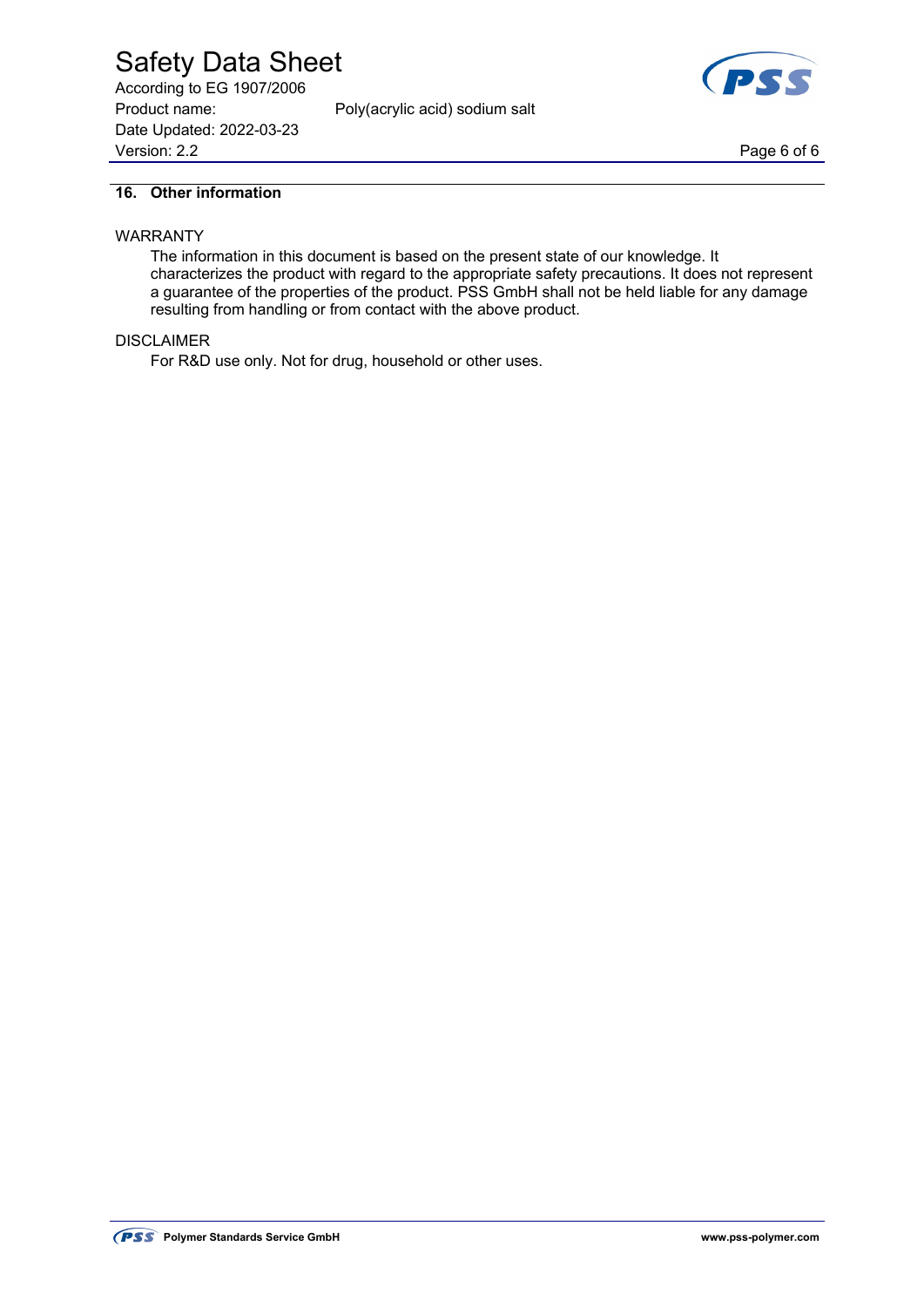## 16. Other information

WARRANTY

The information in this document is based on the present state of our knowledge. It characterizes the product with regard to the appropriate safety precautions. It does not represent a guarantee of the properties of the product. PSS GmbH shall not be held liable for any damage resulting from handling or from contact with the above product.

DISCLAIMER

For R&D use only. Not for drug, household or other uses.